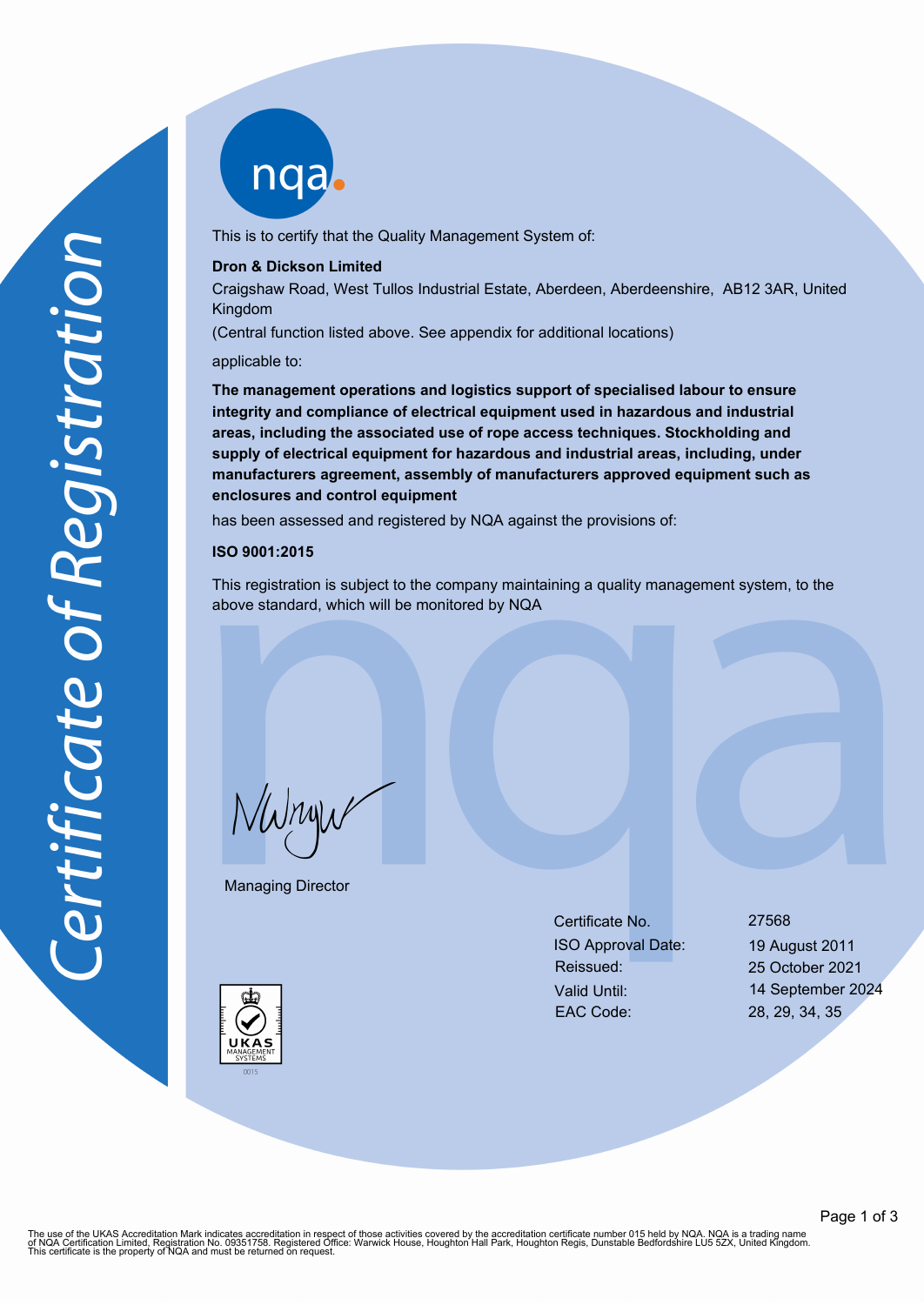# Certificate of Registration

nqa

This is to certify that the Quality Management System of:

**Dron & Dickson Limited**

Craigshaw Road, West Tullos Industrial Estate, Aberdeen, Aberdeenshire, AB12 3AR, United Kingdom

(Central function listed above. See appendix for additional locations)

applicable to:

**The management operations and logistics support of specialised labour to ensure integrity and compliance of electrical equipment used in hazardous and industrial areas, including the associated use of rope access techniques. Stockholding and supply of electrical equipment for hazardous and industrial areas, including, under manufacturers agreement, assembly of manufacturers approved equipment such as enclosures and control equipment**

has been assessed and registered by NQA against the provisions of:

**ISO 9001:2015**

This registration is subject to the company maintaining a quality management system, to the above standard, which will be monitored by NQA

Managing Director

| | |
|---|---|
| Certificate No. | 27568 |
| ISO Approval Date: | 19 August 2011 |
| Reissued: | 25 October 2021 |
| Valid Until: | 14 September 2024 |
| EAC Code: | 28, 29, 34, 35 |

UKAS MANAGEMENT SYSTEMS 0015

The use of the UKAS Accreditation Mark indicates accreditation in respect of those activities covered by the accreditation certificate number 015 held by NQA. NQA is a trading name of NQA Certification Limited, Registration No. 09351758. Registered Office: Warwick House, Houghton Hall Park, Houghton Regis, Dunstable Bedfordshire LU5 5ZX, United Kingdom. This certificate is the property of NQA and must be returned on request.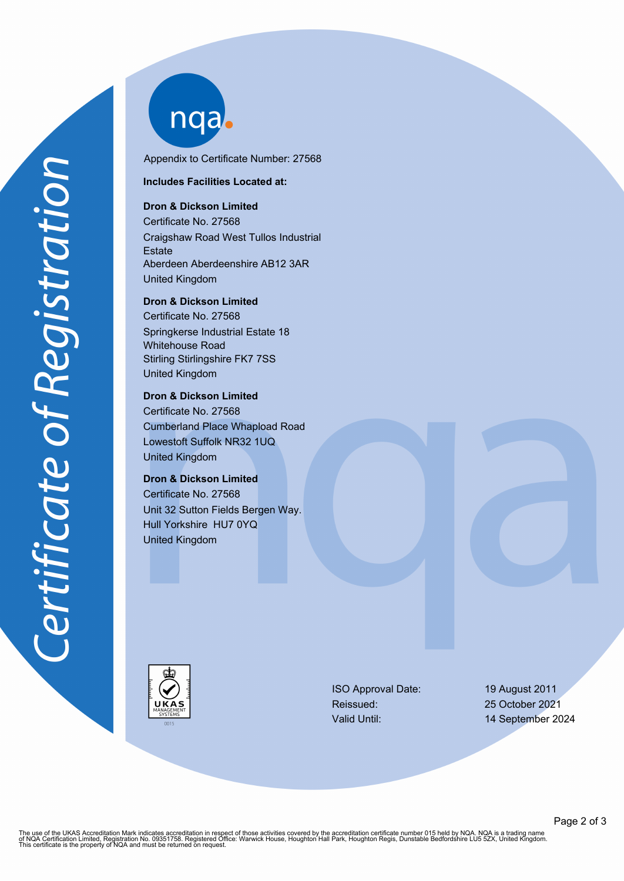Certificate of Registration

Appendix to Certificate Number: 27568

**Includes Facilities Located at:**

**Dron & Dickson Limited**
Certificate No. 27568
Craigshaw Road West Tullos Industrial Estate
Aberdeen Aberdeenshire AB12 3AR
United Kingdom

**Dron & Dickson Limited**
Certificate No. 27568
Springkerse Industrial Estate 18 Whitehouse Road
Stirling Stirlingshire FK7 7SS
United Kingdom

**Dron & Dickson Limited**
Certificate No. 27568
Cumberland Place Whapload Road
Lowestoft Suffolk NR32 1UQ
United Kingdom

**Dron & Dickson Limited**
Certificate No. 27568
Unit 32 Sutton Fields Bergen Way.
Hull Yorkshire HU7 0YQ
United Kingdom

UKAS MANAGEMENT SYSTEMS 0015

| | |
|---|---|
| ISO Approval Date: | 19 August 2011 |
| Reissued: | 25 October 2021 |
| Valid Until: | 14 September 2024 |

The use of the UKAS Accreditation Mark indicates accreditation in respect of those activities covered by the accreditation certificate number 015 held by NQA. NQA is a trading name of NQA Certification Limited, Registration No. 09351758. Registered Office: Warwick House, Houghton Hall Park, Houghton Regis, Dunstable Bedfordshire LU5 5ZX, United Kingdom. This certificate is the property of NQA and must be returned on request.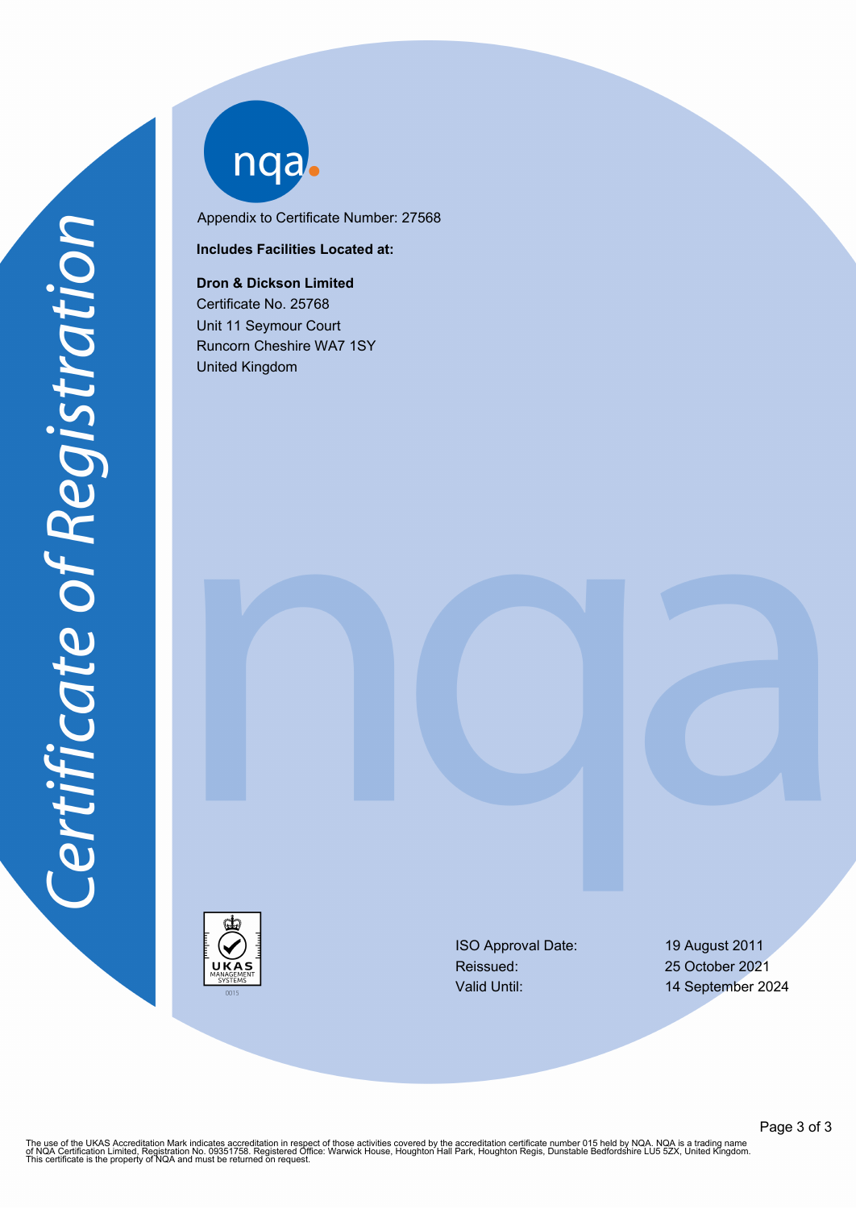Certificate of Registration

Appendix to Certificate Number: 27568

**Includes Facilities Located at:**

**Dron & Dickson Limited**
Certificate No. 25768
Unit 11 Seymour Court
Runcorn Cheshire WA7 1SY
United Kingdom

| | |
|---|---|
| ISO Approval Date: | 19 August 2011 |
| Reissued: | 25 October 2021 |
| Valid Until: | 14 September 2024 |

The use of the UKAS Accreditation Mark indicates accreditation in respect of those activities covered by the accreditation certificate number 015 held by NQA. NQA is a trading name of NQA Certification Limited, Registration No. 09351758. Registered Office: Warwick House, Houghton Hall Park, Houghton Regis, Dunstable Bedfordshire LU5 5ZX, United Kingdom. This certificate is the property of NQA and must be returned on request.